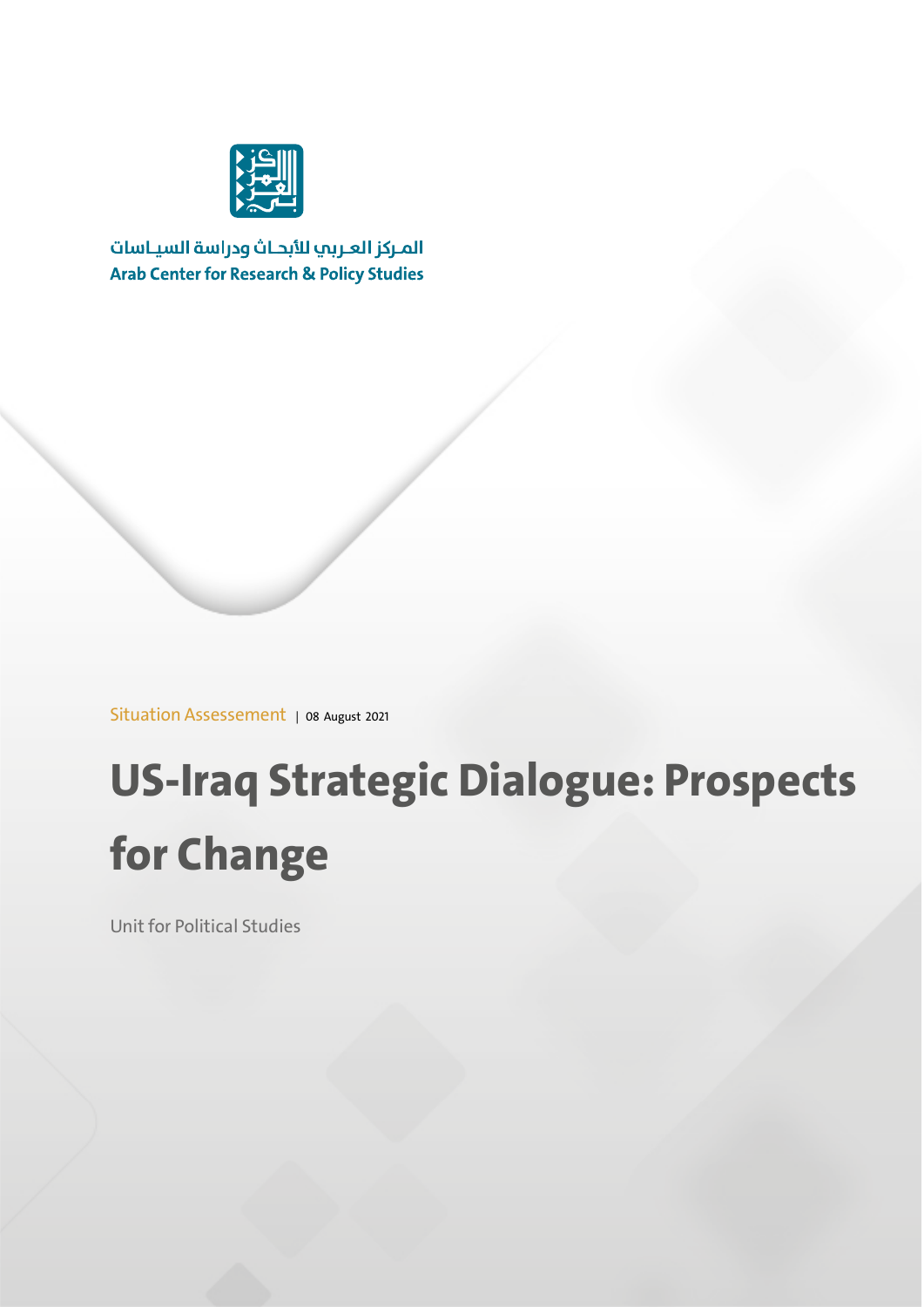المـركز العـربي للأبحـاث ودراسة السيـاسات
**Arab Center for Research & Policy Studies**

Situation Assessement | 08 August 2021

# US-Iraq Strategic Dialogue: Prospects for Change

Unit for Political Studies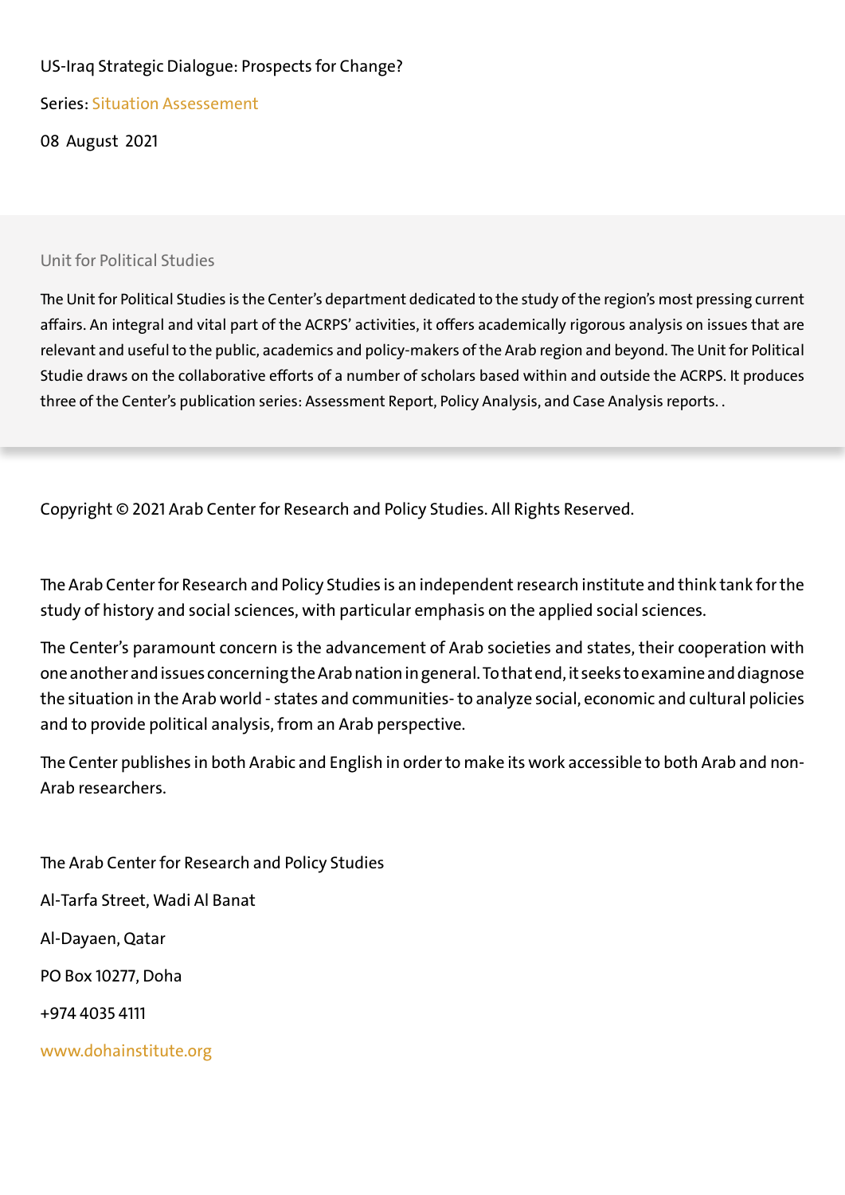US-Iraq Strategic Dialogue: Prospects for Change?

Series: Situation Assessement

08 August 2021

Unit for Political Studies

The Unit for Political Studies is the Center's department dedicated to the study of the region's most pressing current affairs. An integral and vital part of the ACRPS' activities, it offers academically rigorous analysis on issues that are relevant and useful to the public, academics and policy-makers of the Arab region and beyond. The Unit for Political Studie draws on the collaborative efforts of a number of scholars based within and outside the ACRPS. It produces three of the Center's publication series: Assessment Report, Policy Analysis, and Case Analysis reports. .

Copyright © 2021 Arab Center for Research and Policy Studies. All Rights Reserved.

The Arab Center for Research and Policy Studies is an independent research institute and think tank for the study of history and social sciences, with particular emphasis on the applied social sciences.

The Center's paramount concern is the advancement of Arab societies and states, their cooperation with one another and issues concerning the Arab nation in general. To that end, it seeks to examine and diagnose the situation in the Arab world - states and communities- to analyze social, economic and cultural policies and to provide political analysis, from an Arab perspective.

The Center publishes in both Arabic and English in order to make its work accessible to both Arab and non-Arab researchers.

The Arab Center for Research and Policy Studies

Al-Tarfa Street, Wadi Al Banat

Al-Dayaen, Qatar

PO Box 10277, Doha

+974 4035 4111

www.dohainstitute.org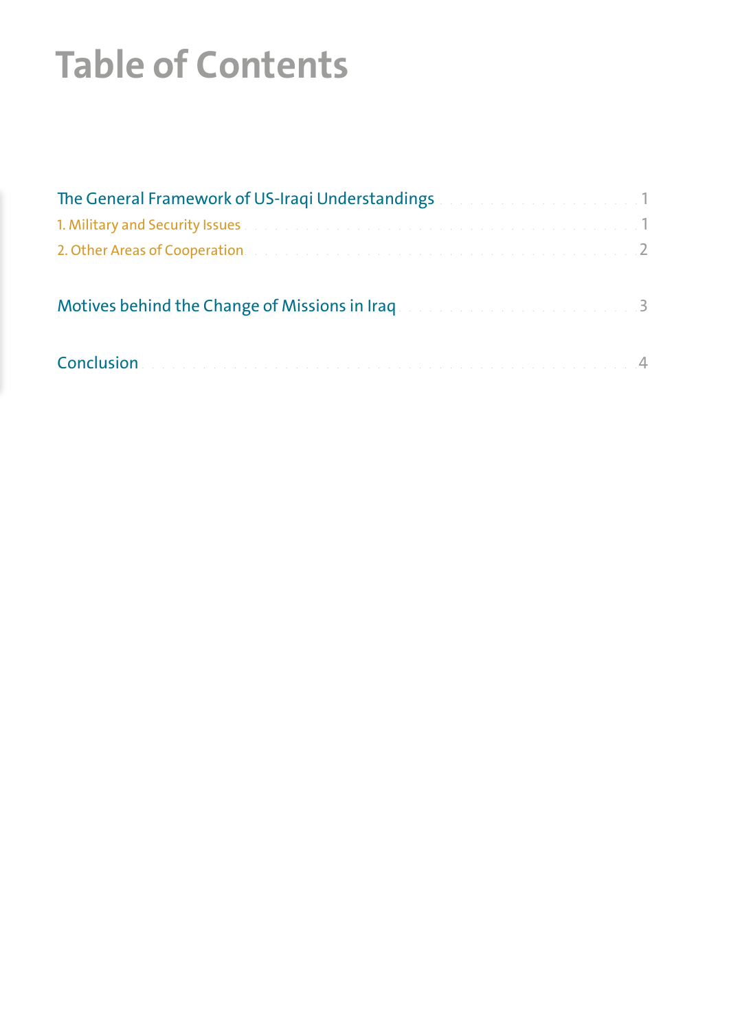# Table of Contents

The General Framework of US-Iraqi Understandings ........ 1

1. Military and Security Issues ........ 1
2. Other Areas of Cooperation ........ 2

Motives behind the Change of Missions in Iraq ........ 3

Conclusion ........ 4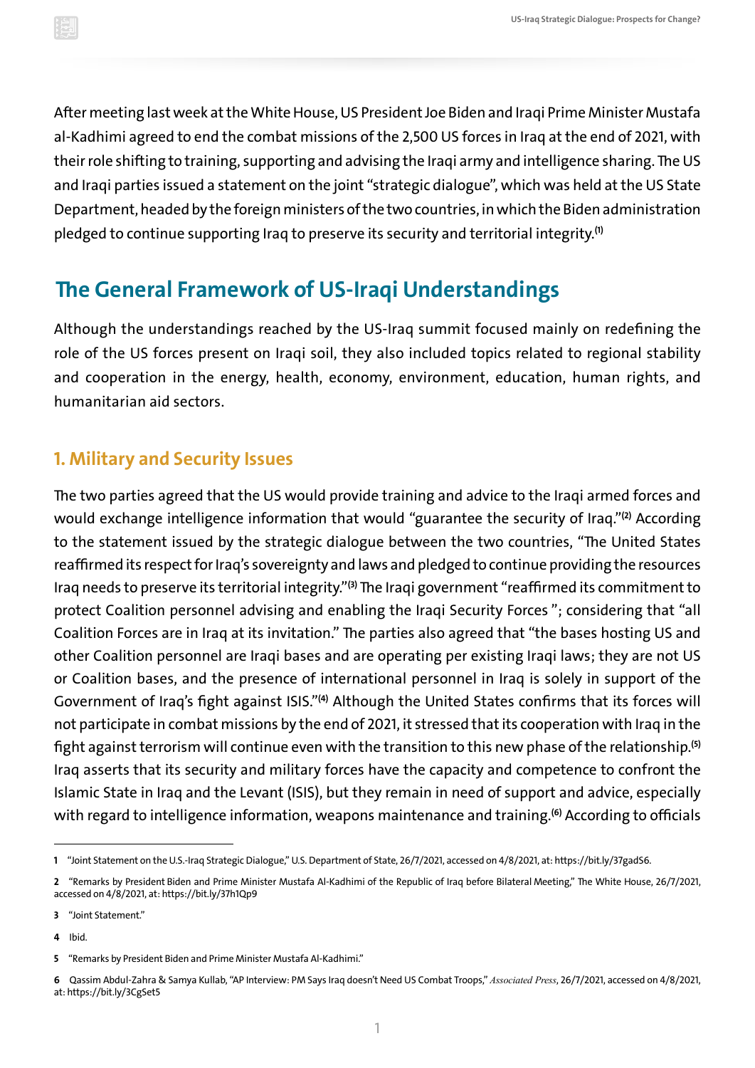After meeting last week at the White House, US President Joe Biden and Iraqi Prime Minister Mustafa al-Kadhimi agreed to end the combat missions of the 2,500 US forces in Iraq at the end of 2021, with their role shifting to training, supporting and advising the Iraqi army and intelligence sharing. The US and Iraqi parties issued a statement on the joint "strategic dialogue", which was held at the US State Department, headed by the foreign ministers of the two countries, in which the Biden administration pledged to continue supporting Iraq to preserve its security and territorial integrity.[1]

## The General Framework of US-Iraqi Understandings

Although the understandings reached by the US-Iraq summit focused mainly on redefining the role of the US forces present on Iraqi soil, they also included topics related to regional stability and cooperation in the energy, health, economy, environment, education, human rights, and humanitarian aid sectors.

### 1. Military and Security Issues

The two parties agreed that the US would provide training and advice to the Iraqi armed forces and would exchange intelligence information that would "guarantee the security of Iraq."[2] According to the statement issued by the strategic dialogue between the two countries, "The United States reaffirmed its respect for Iraq's sovereignty and laws and pledged to continue providing the resources Iraq needs to preserve its territorial integrity."[3] The Iraqi government "reaffirmed its commitment to protect Coalition personnel advising and enabling the Iraqi Security Forces "; considering that "all Coalition Forces are in Iraq at its invitation." The parties also agreed that "the bases hosting US and other Coalition personnel are Iraqi bases and are operating per existing Iraqi laws; they are not US or Coalition bases, and the presence of international personnel in Iraq is solely in support of the Government of Iraq's fight against ISIS."[4] Although the United States confirms that its forces will not participate in combat missions by the end of 2021, it stressed that its cooperation with Iraq in the fight against terrorism will continue even with the transition to this new phase of the relationship.[5] Iraq asserts that its security and military forces have the capacity and competence to confront the Islamic State in Iraq and the Levant (ISIS), but they remain in need of support and advice, especially with regard to intelligence information, weapons maintenance and training.[6] According to officials

---

1 "Joint Statement on the U.S.-Iraq Strategic Dialogue," U.S. Department of State, 26/7/2021, accessed on 4/8/2021, at: https://bit.ly/37gadS6.

2 "Remarks by President Biden and Prime Minister Mustafa Al-Kadhimi of the Republic of Iraq before Bilateral Meeting," The White House, 26/7/2021, accessed on 4/8/2021, at: https://bit.ly/37h1Qp9

3 "Joint Statement."

4 Ibid.

5 "Remarks by President Biden and Prime Minister Mustafa Al-Kadhimi."

6 Qassim Abdul-Zahra & Samya Kullab, "AP Interview: PM Says Iraq doesn't Need US Combat Troops," *Associated Press*, 26/7/2021, accessed on 4/8/2021, at: https://bit.ly/3CgSet5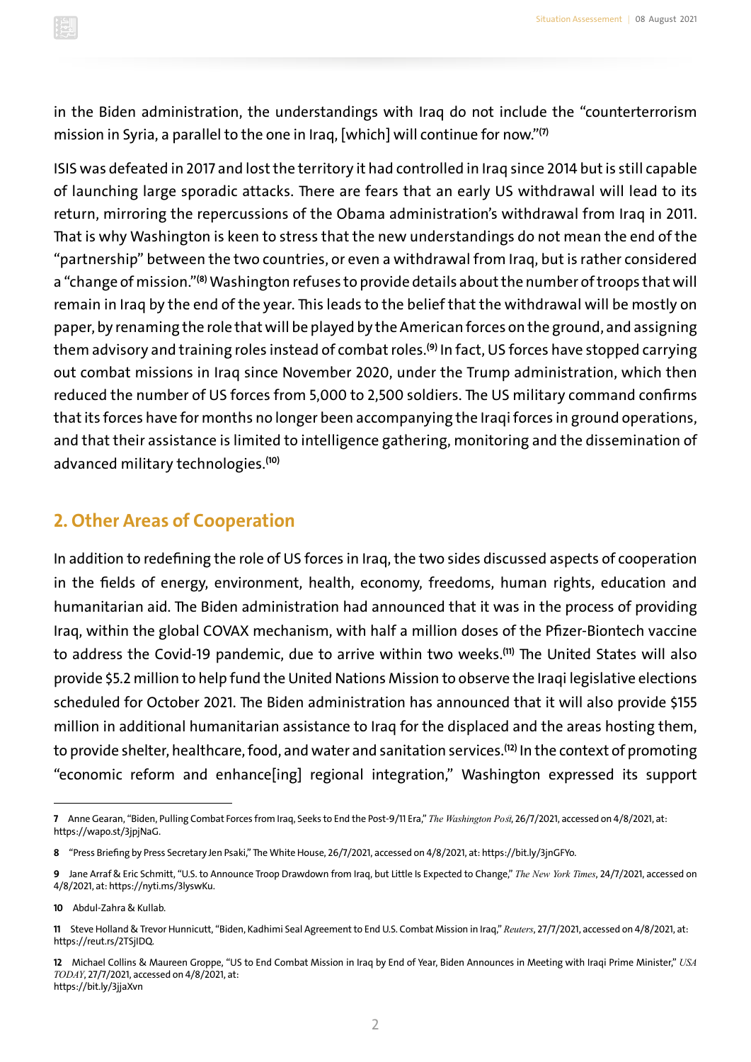in the Biden administration, the understandings with Iraq do not include the "counterterrorism mission in Syria, a parallel to the one in Iraq, [which] will continue for now."[7]

ISIS was defeated in 2017 and lost the territory it had controlled in Iraq since 2014 but is still capable of launching large sporadic attacks. There are fears that an early US withdrawal will lead to its return, mirroring the repercussions of the Obama administration's withdrawal from Iraq in 2011. That is why Washington is keen to stress that the new understandings do not mean the end of the "partnership" between the two countries, or even a withdrawal from Iraq, but is rather considered a "change of mission."[8] Washington refuses to provide details about the number of troops that will remain in Iraq by the end of the year. This leads to the belief that the withdrawal will be mostly on paper, by renaming the role that will be played by the American forces on the ground, and assigning them advisory and training roles instead of combat roles.[9] In fact, US forces have stopped carrying out combat missions in Iraq since November 2020, under the Trump administration, which then reduced the number of US forces from 5,000 to 2,500 soldiers. The US military command confirms that its forces have for months no longer been accompanying the Iraqi forces in ground operations, and that their assistance is limited to intelligence gathering, monitoring and the dissemination of advanced military technologies.[10]

## 2. Other Areas of Cooperation

In addition to redefining the role of US forces in Iraq, the two sides discussed aspects of cooperation in the fields of energy, environment, health, economy, freedoms, human rights, education and humanitarian aid. The Biden administration had announced that it was in the process of providing Iraq, within the global COVAX mechanism, with half a million doses of the Pfizer-Biontech vaccine to address the Covid-19 pandemic, due to arrive within two weeks.[11] The United States will also provide $5.2 million to help fund the United Nations Mission to observe the Iraqi legislative elections scheduled for October 2021. The Biden administration has announced that it will also provide $155 million in additional humanitarian assistance to Iraq for the displaced and the areas hosting them, to provide shelter, healthcare, food, and water and sanitation services.[12] In the context of promoting "economic reform and enhance[ing] regional integration," Washington expressed its support

---

7 Anne Gearan, "Biden, Pulling Combat Forces from Iraq, Seeks to End the Post-9/11 Era," *The Washington Post*, 26/7/2021, accessed on 4/8/2021, at: https://wapo.st/3jpjNaG.

8 "Press Briefing by Press Secretary Jen Psaki," The White House, 26/7/2021, accessed on 4/8/2021, at: https://bit.ly/3jnGFYo.

9 Jane Arraf & Eric Schmitt, "U.S. to Announce Troop Drawdown from Iraq, but Little Is Expected to Change," *The New York Times*, 24/7/2021, accessed on 4/8/2021, at: https://nyti.ms/3lyswKu.

10 Abdul-Zahra & Kullab.

11 Steve Holland & Trevor Hunnicutt, "Biden, Kadhimi Seal Agreement to End U.S. Combat Mission in Iraq," *Reuters*, 27/7/2021, accessed on 4/8/2021, at: https://reut.rs/2TSjIDQ.

12 Michael Collins & Maureen Groppe, "US to End Combat Mission in Iraq by End of Year, Biden Announces in Meeting with Iraqi Prime Minister," *USA TODAY*, 27/7/2021, accessed on 4/8/2021, at: https://bit.ly/3jjaXvn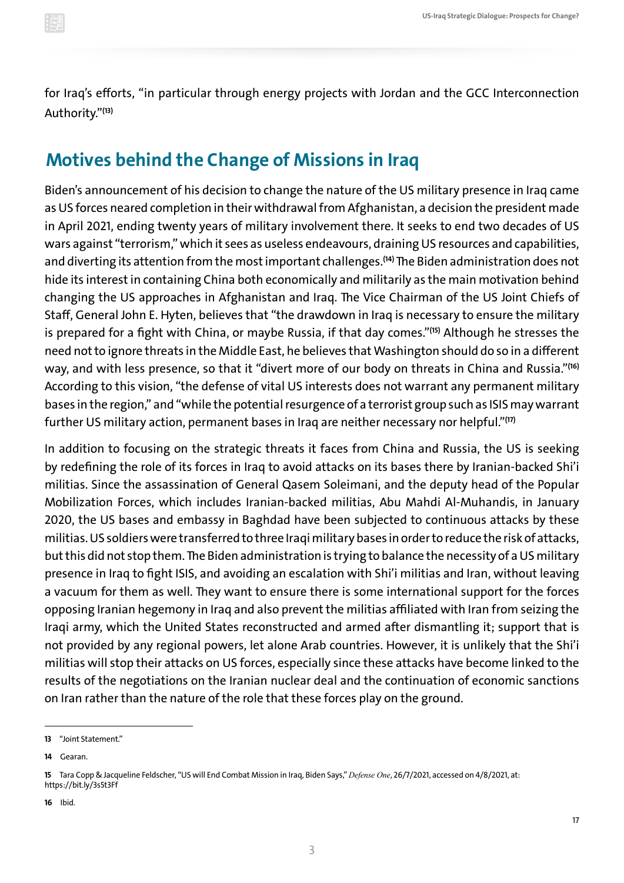for Iraq's efforts, "in particular through energy projects with Jordan and the GCC Interconnection Authority."[13]

## Motives behind the Change of Missions in Iraq

Biden's announcement of his decision to change the nature of the US military presence in Iraq came as US forces neared completion in their withdrawal from Afghanistan, a decision the president made in April 2021, ending twenty years of military involvement there. It seeks to end two decades of US wars against "terrorism," which it sees as useless endeavours, draining US resources and capabilities, and diverting its attention from the most important challenges.[14] The Biden administration does not hide its interest in containing China both economically and militarily as the main motivation behind changing the US approaches in Afghanistan and Iraq. The Vice Chairman of the US Joint Chiefs of Staff, General John E. Hyten, believes that "the drawdown in Iraq is necessary to ensure the military is prepared for a fight with China, or maybe Russia, if that day comes."[15] Although he stresses the need not to ignore threats in the Middle East, he believes that Washington should do so in a different way, and with less presence, so that it "divert more of our body on threats in China and Russia."[16] According to this vision, "the defense of vital US interests does not warrant any permanent military bases in the region," and "while the potential resurgence of a terrorist group such as ISIS may warrant further US military action, permanent bases in Iraq are neither necessary nor helpful."[17]

In addition to focusing on the strategic threats it faces from China and Russia, the US is seeking by redefining the role of its forces in Iraq to avoid attacks on its bases there by Iranian-backed Shi'i militias. Since the assassination of General Qasem Soleimani, and the deputy head of the Popular Mobilization Forces, which includes Iranian-backed militias, Abu Mahdi Al-Muhandis, in January 2020, the US bases and embassy in Baghdad have been subjected to continuous attacks by these militias. US soldiers were transferred to three Iraqi military bases in order to reduce the risk of attacks, but this did not stop them. The Biden administration is trying to balance the necessity of a US military presence in Iraq to fight ISIS, and avoiding an escalation with Shi'i militias and Iran, without leaving a vacuum for them as well. They want to ensure there is some international support for the forces opposing Iranian hegemony in Iraq and also prevent the militias affiliated with Iran from seizing the Iraqi army, which the United States reconstructed and armed after dismantling it; support that is not provided by any regional powers, let alone Arab countries. However, it is unlikely that the Shi'i militias will stop their attacks on US forces, especially since these attacks have become linked to the results of the negotiations on the Iranian nuclear deal and the continuation of economic sanctions on Iran rather than the nature of the role that these forces play on the ground.

---

**13** "Joint Statement."

**14** Gearan.

**15** Tara Copp & Jacqueline Feldscher, "US will End Combat Mission in Iraq, Biden Says," *Defense One*, 26/7/2021, accessed on 4/8/2021, at: https://bit.ly/3s5t3Ff

**16** Ibid.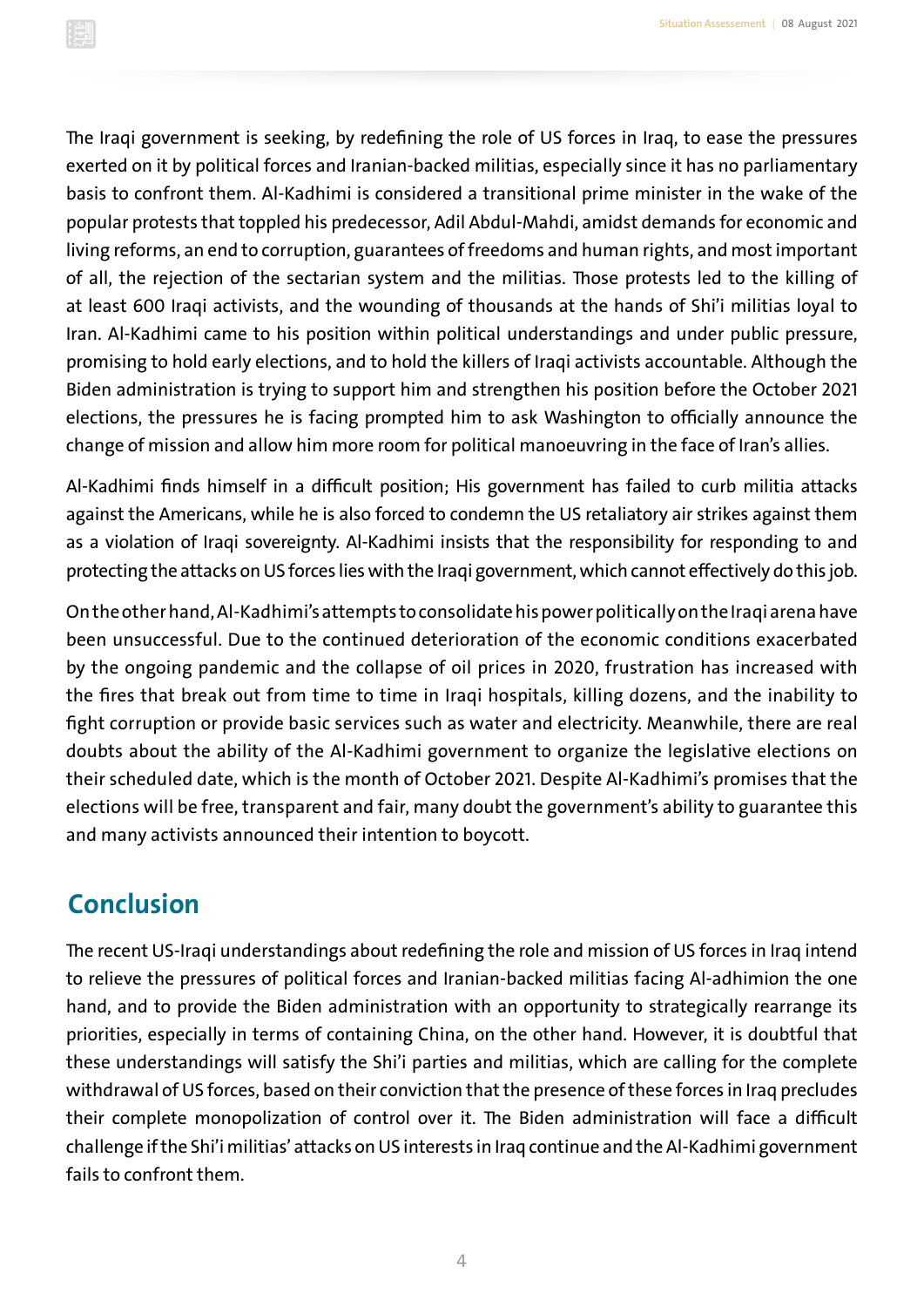The Iraqi government is seeking, by redefining the role of US forces in Iraq, to ease the pressures exerted on it by political forces and Iranian-backed militias, especially since it has no parliamentary basis to confront them. Al-Kadhimi is considered a transitional prime minister in the wake of the popular protests that toppled his predecessor, Adil Abdul-Mahdi, amidst demands for economic and living reforms, an end to corruption, guarantees of freedoms and human rights, and most important of all, the rejection of the sectarian system and the militias. Those protests led to the killing of at least 600 Iraqi activists, and the wounding of thousands at the hands of Shi'i militias loyal to Iran. Al-Kadhimi came to his position within political understandings and under public pressure, promising to hold early elections, and to hold the killers of Iraqi activists accountable. Although the Biden administration is trying to support him and strengthen his position before the October 2021 elections, the pressures he is facing prompted him to ask Washington to officially announce the change of mission and allow him more room for political manoeuvring in the face of Iran's allies.

Al-Kadhimi finds himself in a difficult position; His government has failed to curb militia attacks against the Americans, while he is also forced to condemn the US retaliatory air strikes against them as a violation of Iraqi sovereignty. Al-Kadhimi insists that the responsibility for responding to and protecting the attacks on US forces lies with the Iraqi government, which cannot effectively do this job.

On the other hand, Al-Kadhimi's attempts to consolidate his power politically on the Iraqi arena have been unsuccessful. Due to the continued deterioration of the economic conditions exacerbated by the ongoing pandemic and the collapse of oil prices in 2020, frustration has increased with the fires that break out from time to time in Iraqi hospitals, killing dozens, and the inability to fight corruption or provide basic services such as water and electricity. Meanwhile, there are real doubts about the ability of the Al-Kadhimi government to organize the legislative elections on their scheduled date, which is the month of October 2021. Despite Al-Kadhimi's promises that the elections will be free, transparent and fair, many doubt the government's ability to guarantee this and many activists announced their intention to boycott.

## Conclusion

The recent US-Iraqi understandings about redefining the role and mission of US forces in Iraq intend to relieve the pressures of political forces and Iranian-backed militias facing Al-adhimion the one hand, and to provide the Biden administration with an opportunity to strategically rearrange its priorities, especially in terms of containing China, on the other hand. However, it is doubtful that these understandings will satisfy the Shi'i parties and militias, which are calling for the complete withdrawal of US forces, based on their conviction that the presence of these forces in Iraq precludes their complete monopolization of control over it. The Biden administration will face a difficult challenge if the Shi'i militias' attacks on US interests in Iraq continue and the Al-Kadhimi government fails to confront them.